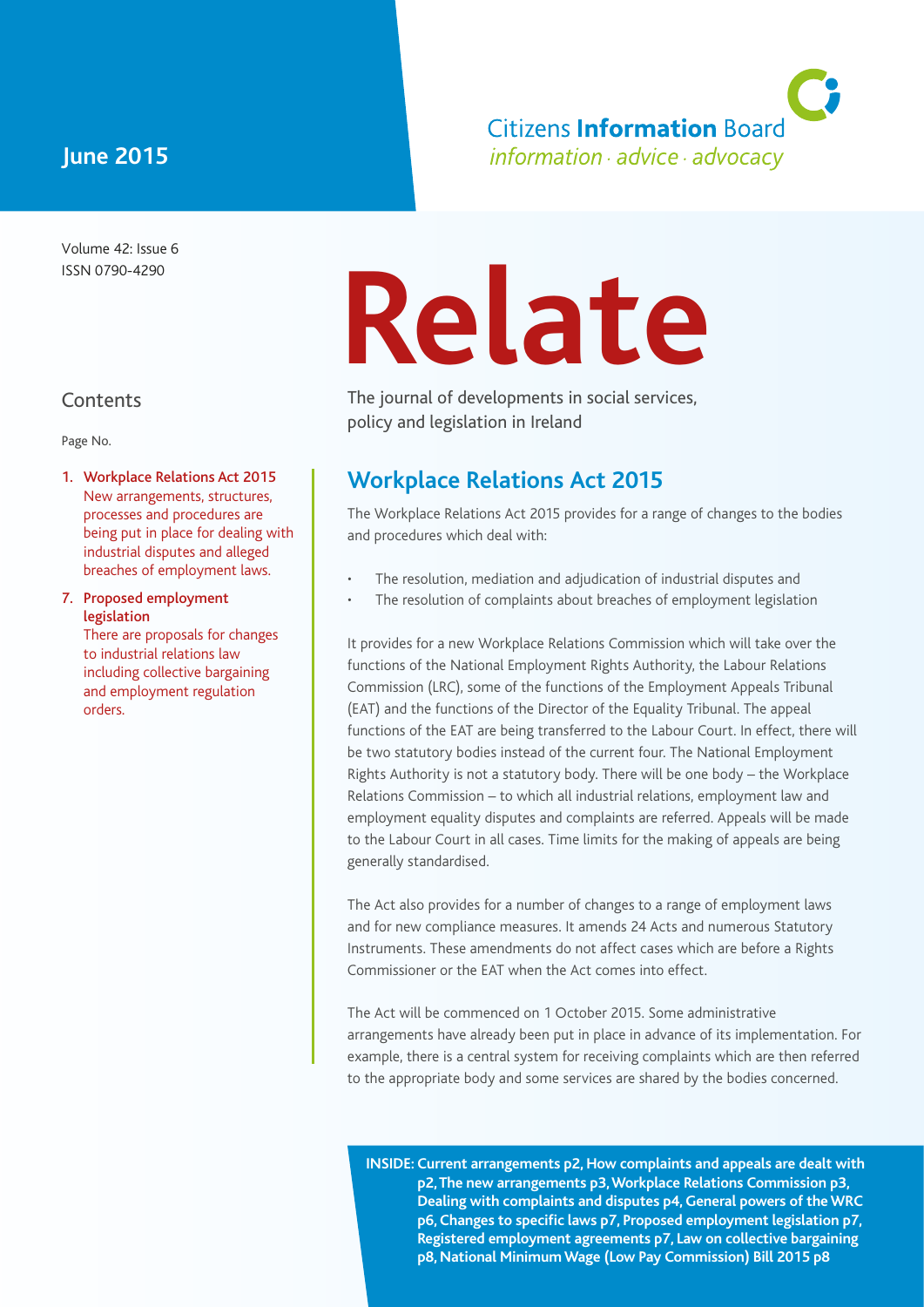**June 2015**

Citizens **Information** Board
*information · advice · advocacy*

Volume 42: Issue 6
ISSN 0790-4290

# Relate

The journal of developments in social services, policy and legislation in Ireland

## Contents

Page No.

1. **Workplace Relations Act 2015**
   New arrangements, structures, processes and procedures are being put in place for dealing with industrial disputes and alleged breaches of employment laws.

7. **Proposed employment legislation**
   There are proposals for changes to industrial relations law including collective bargaining and employment regulation orders.

## Workplace Relations Act 2015

The Workplace Relations Act 2015 provides for a range of changes to the bodies and procedures which deal with:

- The resolution, mediation and adjudication of industrial disputes and
- The resolution of complaints about breaches of employment legislation

It provides for a new Workplace Relations Commission which will take over the functions of the National Employment Rights Authority, the Labour Relations Commission (LRC), some of the functions of the Employment Appeals Tribunal (EAT) and the functions of the Director of the Equality Tribunal. The appeal functions of the EAT are being transferred to the Labour Court. In effect, there will be two statutory bodies instead of the current four. The National Employment Rights Authority is not a statutory body. There will be one body – the Workplace Relations Commission – to which all industrial relations, employment law and employment equality disputes and complaints are referred. Appeals will be made to the Labour Court in all cases. Time limits for the making of appeals are being generally standardised.

The Act also provides for a number of changes to a range of employment laws and for new compliance measures. It amends 24 Acts and numerous Statutory Instruments. These amendments do not affect cases which are before a Rights Commissioner or the EAT when the Act comes into effect.

The Act will be commenced on 1 October 2015. Some administrative arrangements have already been put in place in advance of its implementation. For example, there is a central system for receiving complaints which are then referred to the appropriate body and some services are shared by the bodies concerned.

**INSIDE: Current arrangements p2, How complaints and appeals are dealt with p2, The new arrangements p3, Workplace Relations Commission p3, Dealing with complaints and disputes p4, General powers of the WRC p6, Changes to specific laws p7, Proposed employment legislation p7, Registered employment agreements p7, Law on collective bargaining p8, National Minimum Wage (Low Pay Commission) Bill 2015 p8**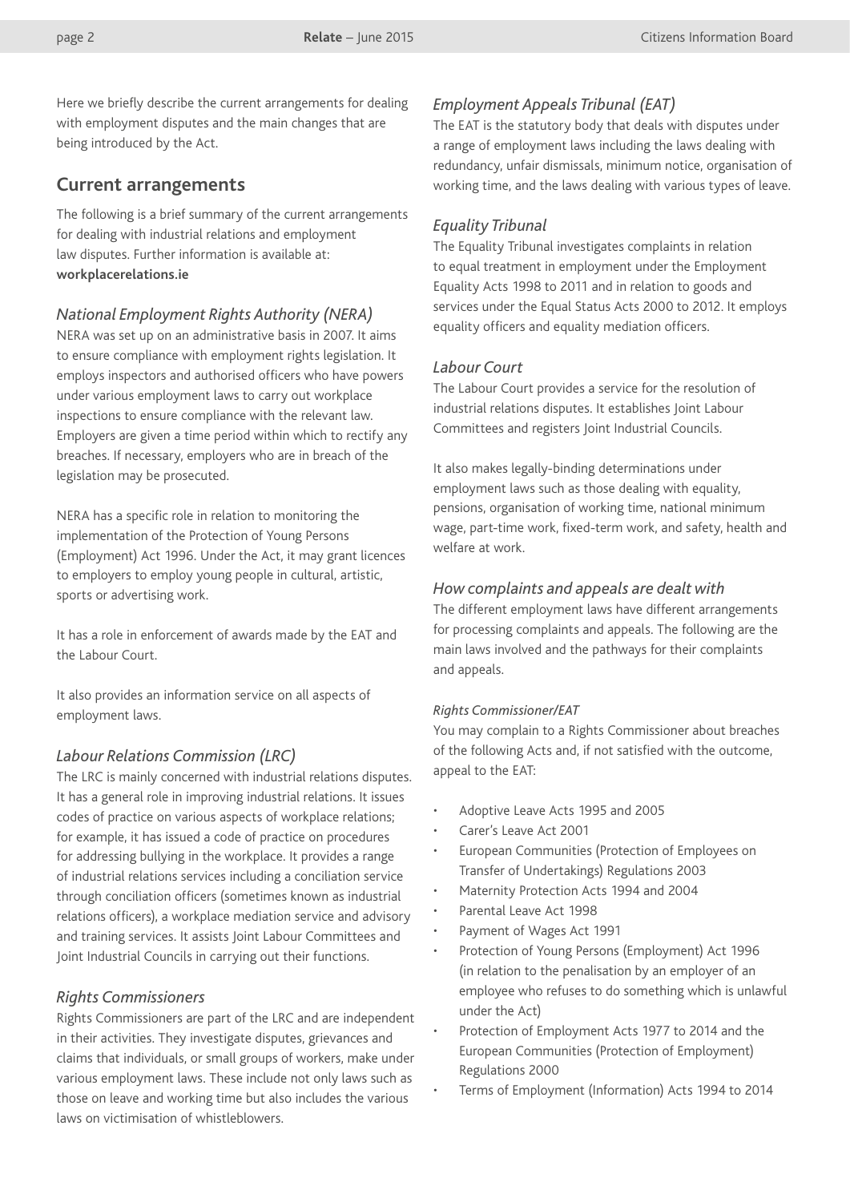Here we briefly describe the current arrangements for dealing with employment disputes and the main changes that are being introduced by the Act.

## Current arrangements

The following is a brief summary of the current arrangements for dealing with industrial relations and employment law disputes. Further information is available at: **workplacerelations.ie**

### *National Employment Rights Authority (NERA)*

NERA was set up on an administrative basis in 2007. It aims to ensure compliance with employment rights legislation. It employs inspectors and authorised officers who have powers under various employment laws to carry out workplace inspections to ensure compliance with the relevant law. Employers are given a time period within which to rectify any breaches. If necessary, employers who are in breach of the legislation may be prosecuted.

NERA has a specific role in relation to monitoring the implementation of the Protection of Young Persons (Employment) Act 1996. Under the Act, it may grant licences to employers to employ young people in cultural, artistic, sports or advertising work.

It has a role in enforcement of awards made by the EAT and the Labour Court.

It also provides an information service on all aspects of employment laws.

### *Labour Relations Commission (LRC)*

The LRC is mainly concerned with industrial relations disputes. It has a general role in improving industrial relations. It issues codes of practice on various aspects of workplace relations; for example, it has issued a code of practice on procedures for addressing bullying in the workplace. It provides a range of industrial relations services including a conciliation service through conciliation officers (sometimes known as industrial relations officers), a workplace mediation service and advisory and training services. It assists Joint Labour Committees and Joint Industrial Councils in carrying out their functions.

### *Rights Commissioners*

Rights Commissioners are part of the LRC and are independent in their activities. They investigate disputes, grievances and claims that individuals, or small groups of workers, make under various employment laws. These include not only laws such as those on leave and working time but also includes the various laws on victimisation of whistleblowers.

### *Employment Appeals Tribunal (EAT)*

The EAT is the statutory body that deals with disputes under a range of employment laws including the laws dealing with redundancy, unfair dismissals, minimum notice, organisation of working time, and the laws dealing with various types of leave.

### *Equality Tribunal*

The Equality Tribunal investigates complaints in relation to equal treatment in employment under the Employment Equality Acts 1998 to 2011 and in relation to goods and services under the Equal Status Acts 2000 to 2012. It employs equality officers and equality mediation officers.

### *Labour Court*

The Labour Court provides a service for the resolution of industrial relations disputes. It establishes Joint Labour Committees and registers Joint Industrial Councils.

It also makes legally-binding determinations under employment laws such as those dealing with equality, pensions, organisation of working time, national minimum wage, part-time work, fixed-term work, and safety, health and welfare at work.

### *How complaints and appeals are dealt with*

The different employment laws have different arrangements for processing complaints and appeals. The following are the main laws involved and the pathways for their complaints and appeals.

#### *Rights Commissioner/EAT*

You may complain to a Rights Commissioner about breaches of the following Acts and, if not satisfied with the outcome, appeal to the EAT:

- Adoptive Leave Acts 1995 and 2005
- Carer's Leave Act 2001
- European Communities (Protection of Employees on Transfer of Undertakings) Regulations 2003
- Maternity Protection Acts 1994 and 2004
- Parental Leave Act 1998
- Payment of Wages Act 1991
- Protection of Young Persons (Employment) Act 1996 (in relation to the penalisation by an employer of an employee who refuses to do something which is unlawful under the Act)
- Protection of Employment Acts 1977 to 2014 and the European Communities (Protection of Employment) Regulations 2000
- Terms of Employment (Information) Acts 1994 to 2014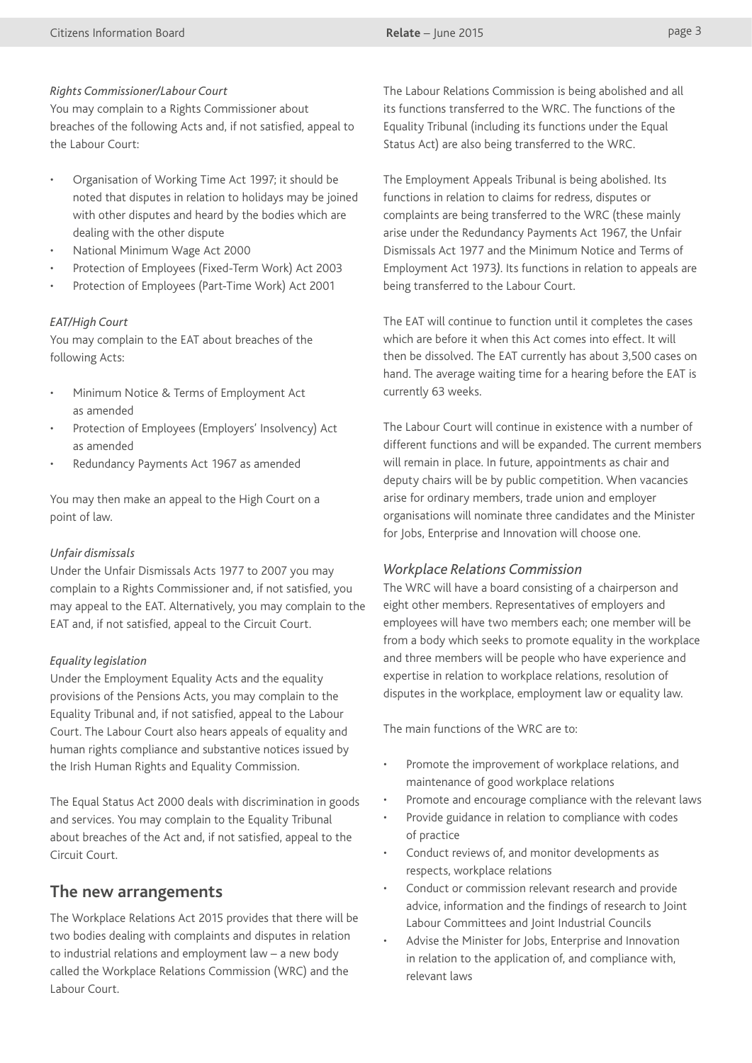*Rights Commissioner/Labour Court*

You may complain to a Rights Commissioner about breaches of the following Acts and, if not satisfied, appeal to the Labour Court:

- Organisation of Working Time Act 1997; it should be noted that disputes in relation to holidays may be joined with other disputes and heard by the bodies which are dealing with the other dispute
- National Minimum Wage Act 2000
- Protection of Employees (Fixed-Term Work) Act 2003
- Protection of Employees (Part-Time Work) Act 2001

*EAT/High Court*

You may complain to the EAT about breaches of the following Acts:

- Minimum Notice & Terms of Employment Act as amended
- Protection of Employees (Employers' Insolvency) Act as amended
- Redundancy Payments Act 1967 as amended

You may then make an appeal to the High Court on a point of law.

*Unfair dismissals*

Under the Unfair Dismissals Acts 1977 to 2007 you may complain to a Rights Commissioner and, if not satisfied, you may appeal to the EAT. Alternatively, you may complain to the EAT and, if not satisfied, appeal to the Circuit Court.

*Equality legislation*

Under the Employment Equality Acts and the equality provisions of the Pensions Acts, you may complain to the Equality Tribunal and, if not satisfied, appeal to the Labour Court. The Labour Court also hears appeals of equality and human rights compliance and substantive notices issued by the Irish Human Rights and Equality Commission.

The Equal Status Act 2000 deals with discrimination in goods and services. You may complain to the Equality Tribunal about breaches of the Act and, if not satisfied, appeal to the Circuit Court.

## The new arrangements

The Workplace Relations Act 2015 provides that there will be two bodies dealing with complaints and disputes in relation to industrial relations and employment law – a new body called the Workplace Relations Commission (WRC) and the Labour Court.

The Labour Relations Commission is being abolished and all its functions transferred to the WRC. The functions of the Equality Tribunal (including its functions under the Equal Status Act) are also being transferred to the WRC.

The Employment Appeals Tribunal is being abolished. Its functions in relation to claims for redress, disputes or complaints are being transferred to the WRC (these mainly arise under the Redundancy Payments Act 1967, the Unfair Dismissals Act 1977 and the Minimum Notice and Terms of Employment Act 1973). Its functions in relation to appeals are being transferred to the Labour Court.

The EAT will continue to function until it completes the cases which are before it when this Act comes into effect. It will then be dissolved. The EAT currently has about 3,500 cases on hand. The average waiting time for a hearing before the EAT is currently 63 weeks.

The Labour Court will continue in existence with a number of different functions and will be expanded. The current members will remain in place. In future, appointments as chair and deputy chairs will be by public competition. When vacancies arise for ordinary members, trade union and employer organisations will nominate three candidates and the Minister for Jobs, Enterprise and Innovation will choose one.

### *Workplace Relations Commission*

The WRC will have a board consisting of a chairperson and eight other members. Representatives of employers and employees will have two members each; one member will be from a body which seeks to promote equality in the workplace and three members will be people who have experience and expertise in relation to workplace relations, resolution of disputes in the workplace, employment law or equality law.

The main functions of the WRC are to:

- Promote the improvement of workplace relations, and maintenance of good workplace relations
- Promote and encourage compliance with the relevant laws
- Provide guidance in relation to compliance with codes of practice
- Conduct reviews of, and monitor developments as respects, workplace relations
- Conduct or commission relevant research and provide advice, information and the findings of research to Joint Labour Committees and Joint Industrial Councils
- Advise the Minister for Jobs, Enterprise and Innovation in relation to the application of, and compliance with, relevant laws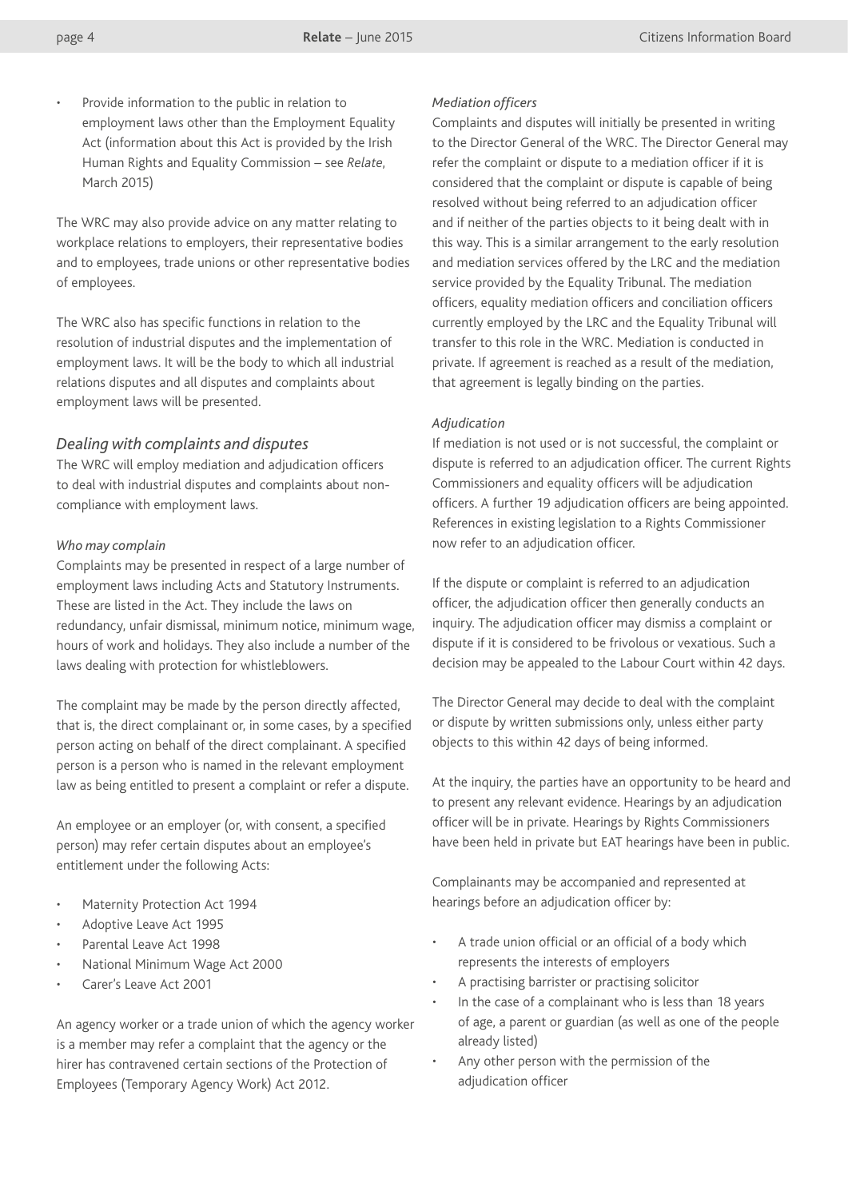- Provide information to the public in relation to employment laws other than the Employment Equality Act (information about this Act is provided by the Irish Human Rights and Equality Commission – see *Relate*, March 2015)

The WRC may also provide advice on any matter relating to workplace relations to employers, their representative bodies and to employees, trade unions or other representative bodies of employees.

The WRC also has specific functions in relation to the resolution of industrial disputes and the implementation of employment laws. It will be the body to which all industrial relations disputes and all disputes and complaints about employment laws will be presented.

## *Dealing with complaints and disputes*

The WRC will employ mediation and adjudication officers to deal with industrial disputes and complaints about non-compliance with employment laws.

#### *Who may complain*

Complaints may be presented in respect of a large number of employment laws including Acts and Statutory Instruments. These are listed in the Act. They include the laws on redundancy, unfair dismissal, minimum notice, minimum wage, hours of work and holidays. They also include a number of the laws dealing with protection for whistleblowers.

The complaint may be made by the person directly affected, that is, the direct complainant or, in some cases, by a specified person acting on behalf of the direct complainant. A specified person is a person who is named in the relevant employment law as being entitled to present a complaint or refer a dispute.

An employee or an employer (or, with consent, a specified person) may refer certain disputes about an employee's entitlement under the following Acts:

- Maternity Protection Act 1994
- Adoptive Leave Act 1995
- Parental Leave Act 1998
- National Minimum Wage Act 2000
- Carer's Leave Act 2001

An agency worker or a trade union of which the agency worker is a member may refer a complaint that the agency or the hirer has contravened certain sections of the Protection of Employees (Temporary Agency Work) Act 2012.

#### *Mediation officers*

Complaints and disputes will initially be presented in writing to the Director General of the WRC. The Director General may refer the complaint or dispute to a mediation officer if it is considered that the complaint or dispute is capable of being resolved without being referred to an adjudication officer and if neither of the parties objects to it being dealt with in this way. This is a similar arrangement to the early resolution and mediation services offered by the LRC and the mediation service provided by the Equality Tribunal. The mediation officers, equality mediation officers and conciliation officers currently employed by the LRC and the Equality Tribunal will transfer to this role in the WRC. Mediation is conducted in private. If agreement is reached as a result of the mediation, that agreement is legally binding on the parties.

#### *Adjudication*

If mediation is not used or is not successful, the complaint or dispute is referred to an adjudication officer. The current Rights Commissioners and equality officers will be adjudication officers. A further 19 adjudication officers are being appointed. References in existing legislation to a Rights Commissioner now refer to an adjudication officer.

If the dispute or complaint is referred to an adjudication officer, the adjudication officer then generally conducts an inquiry. The adjudication officer may dismiss a complaint or dispute if it is considered to be frivolous or vexatious. Such a decision may be appealed to the Labour Court within 42 days.

The Director General may decide to deal with the complaint or dispute by written submissions only, unless either party objects to this within 42 days of being informed.

At the inquiry, the parties have an opportunity to be heard and to present any relevant evidence. Hearings by an adjudication officer will be in private. Hearings by Rights Commissioners have been held in private but EAT hearings have been in public.

Complainants may be accompanied and represented at hearings before an adjudication officer by:

- A trade union official or an official of a body which represents the interests of employers
- A practising barrister or practising solicitor
- In the case of a complainant who is less than 18 years of age, a parent or guardian (as well as one of the people already listed)
- Any other person with the permission of the adjudication officer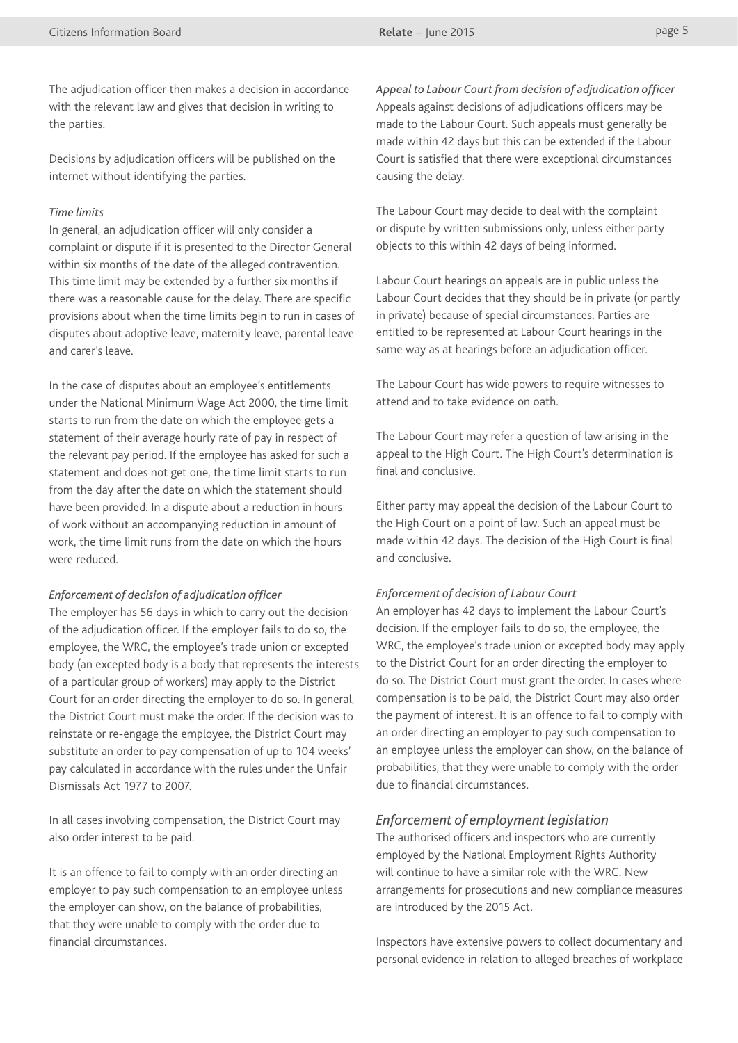The adjudication officer then makes a decision in accordance with the relevant law and gives that decision in writing to the parties.

Decisions by adjudication officers will be published on the internet without identifying the parties.

*Time limits*

In general, an adjudication officer will only consider a complaint or dispute if it is presented to the Director General within six months of the date of the alleged contravention. This time limit may be extended by a further six months if there was a reasonable cause for the delay. There are specific provisions about when the time limits begin to run in cases of disputes about adoptive leave, maternity leave, parental leave and carer's leave.

In the case of disputes about an employee's entitlements under the National Minimum Wage Act 2000, the time limit starts to run from the date on which the employee gets a statement of their average hourly rate of pay in respect of the relevant pay period. If the employee has asked for such a statement and does not get one, the time limit starts to run from the day after the date on which the statement should have been provided. In a dispute about a reduction in hours of work without an accompanying reduction in amount of work, the time limit runs from the date on which the hours were reduced.

*Enforcement of decision of adjudication officer*

The employer has 56 days in which to carry out the decision of the adjudication officer. If the employer fails to do so, the employee, the WRC, the employee's trade union or excepted body (an excepted body is a body that represents the interests of a particular group of workers) may apply to the District Court for an order directing the employer to do so. In general, the District Court must make the order. If the decision was to reinstate or re-engage the employee, the District Court may substitute an order to pay compensation of up to 104 weeks' pay calculated in accordance with the rules under the Unfair Dismissals Act 1977 to 2007.

In all cases involving compensation, the District Court may also order interest to be paid.

It is an offence to fail to comply with an order directing an employer to pay such compensation to an employee unless the employer can show, on the balance of probabilities, that they were unable to comply with the order due to financial circumstances.

*Appeal to Labour Court from decision of adjudication officer*

Appeals against decisions of adjudications officers may be made to the Labour Court. Such appeals must generally be made within 42 days but this can be extended if the Labour Court is satisfied that there were exceptional circumstances causing the delay.

The Labour Court may decide to deal with the complaint or dispute by written submissions only, unless either party objects to this within 42 days of being informed.

Labour Court hearings on appeals are in public unless the Labour Court decides that they should be in private (or partly in private) because of special circumstances. Parties are entitled to be represented at Labour Court hearings in the same way as at hearings before an adjudication officer.

The Labour Court has wide powers to require witnesses to attend and to take evidence on oath.

The Labour Court may refer a question of law arising in the appeal to the High Court. The High Court's determination is final and conclusive.

Either party may appeal the decision of the Labour Court to the High Court on a point of law. Such an appeal must be made within 42 days. The decision of the High Court is final and conclusive.

*Enforcement of decision of Labour Court*

An employer has 42 days to implement the Labour Court's decision. If the employer fails to do so, the employee, the WRC, the employee's trade union or excepted body may apply to the District Court for an order directing the employer to do so. The District Court must grant the order. In cases where compensation is to be paid, the District Court may also order the payment of interest. It is an offence to fail to comply with an order directing an employer to pay such compensation to an employee unless the employer can show, on the balance of probabilities, that they were unable to comply with the order due to financial circumstances.

## *Enforcement of employment legislation*

The authorised officers and inspectors who are currently employed by the National Employment Rights Authority will continue to have a similar role with the WRC. New arrangements for prosecutions and new compliance measures are introduced by the 2015 Act.

Inspectors have extensive powers to collect documentary and personal evidence in relation to alleged breaches of workplace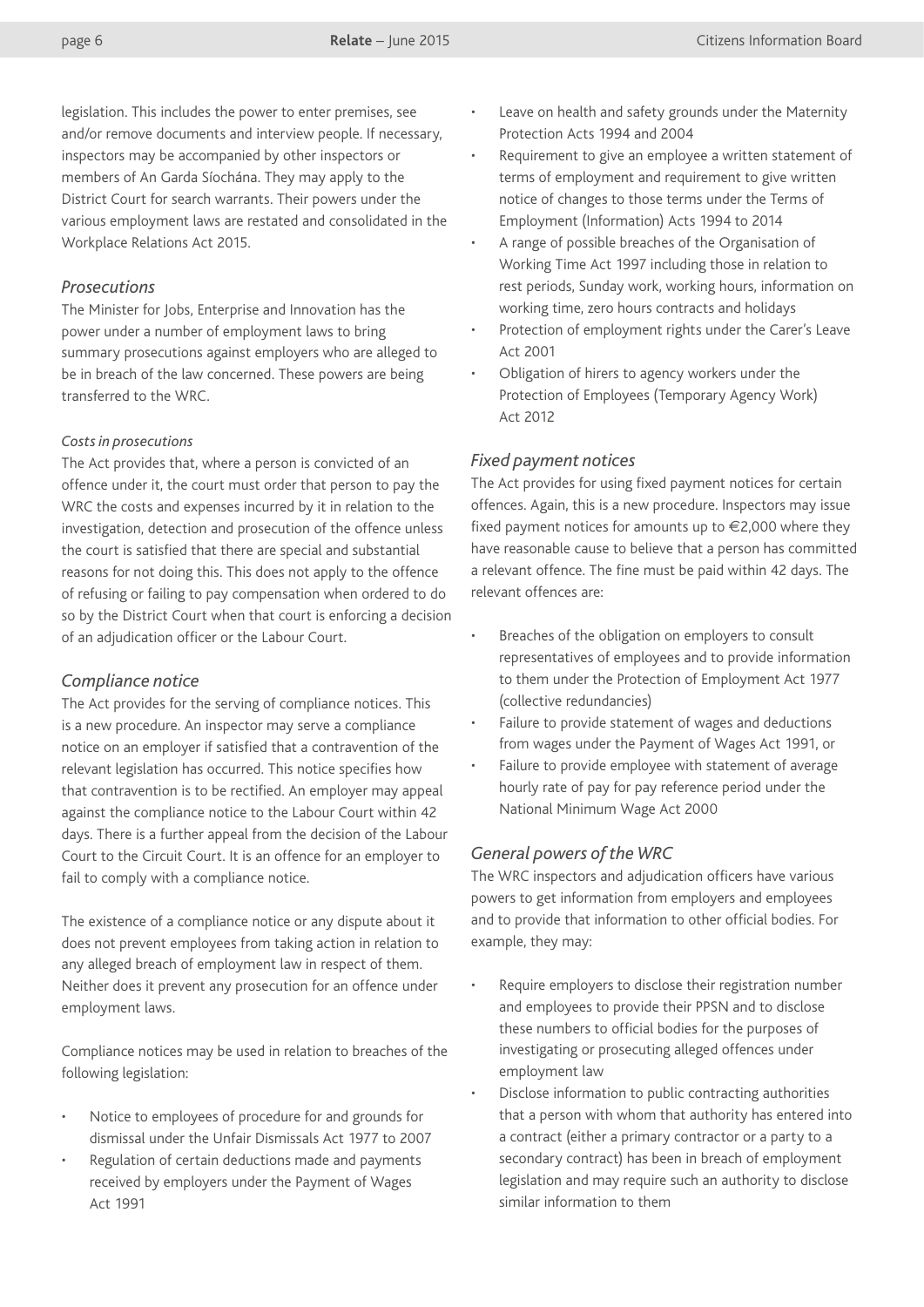legislation. This includes the power to enter premises, see and/or remove documents and interview people. If necessary, inspectors may be accompanied by other inspectors or members of An Garda Síochána. They may apply to the District Court for search warrants. Their powers under the various employment laws are restated and consolidated in the Workplace Relations Act 2015.

## *Prosecutions*

The Minister for Jobs, Enterprise and Innovation has the power under a number of employment laws to bring summary prosecutions against employers who are alleged to be in breach of the law concerned. These powers are being transferred to the WRC.

### *Costs in prosecutions*

The Act provides that, where a person is convicted of an offence under it, the court must order that person to pay the WRC the costs and expenses incurred by it in relation to the investigation, detection and prosecution of the offence unless the court is satisfied that there are special and substantial reasons for not doing this. This does not apply to the offence of refusing or failing to pay compensation when ordered to do so by the District Court when that court is enforcing a decision of an adjudication officer or the Labour Court.

## *Compliance notice*

The Act provides for the serving of compliance notices. This is a new procedure. An inspector may serve a compliance notice on an employer if satisfied that a contravention of the relevant legislation has occurred. This notice specifies how that contravention is to be rectified. An employer may appeal against the compliance notice to the Labour Court within 42 days. There is a further appeal from the decision of the Labour Court to the Circuit Court. It is an offence for an employer to fail to comply with a compliance notice.

The existence of a compliance notice or any dispute about it does not prevent employees from taking action in relation to any alleged breach of employment law in respect of them. Neither does it prevent any prosecution for an offence under employment laws.

Compliance notices may be used in relation to breaches of the following legislation:

- Notice to employees of procedure for and grounds for dismissal under the Unfair Dismissals Act 1977 to 2007
- Regulation of certain deductions made and payments received by employers under the Payment of Wages Act 1991
- Leave on health and safety grounds under the Maternity Protection Acts 1994 and 2004
- Requirement to give an employee a written statement of terms of employment and requirement to give written notice of changes to those terms under the Terms of Employment (Information) Acts 1994 to 2014
- A range of possible breaches of the Organisation of Working Time Act 1997 including those in relation to rest periods, Sunday work, working hours, information on working time, zero hours contracts and holidays
- Protection of employment rights under the Carer's Leave Act 2001
- Obligation of hirers to agency workers under the Protection of Employees (Temporary Agency Work) Act 2012

## *Fixed payment notices*

The Act provides for using fixed payment notices for certain offences. Again, this is a new procedure. Inspectors may issue fixed payment notices for amounts up to €2,000 where they have reasonable cause to believe that a person has committed a relevant offence. The fine must be paid within 42 days. The relevant offences are:

- Breaches of the obligation on employers to consult representatives of employees and to provide information to them under the Protection of Employment Act 1977 (collective redundancies)
- Failure to provide statement of wages and deductions from wages under the Payment of Wages Act 1991, or
- Failure to provide employee with statement of average hourly rate of pay for pay reference period under the National Minimum Wage Act 2000

## *General powers of the WRC*

The WRC inspectors and adjudication officers have various powers to get information from employers and employees and to provide that information to other official bodies. For example, they may:

- Require employers to disclose their registration number and employees to provide their PPSN and to disclose these numbers to official bodies for the purposes of investigating or prosecuting alleged offences under employment law
- Disclose information to public contracting authorities that a person with whom that authority has entered into a contract (either a primary contractor or a party to a secondary contract) has been in breach of employment legislation and may require such an authority to disclose similar information to them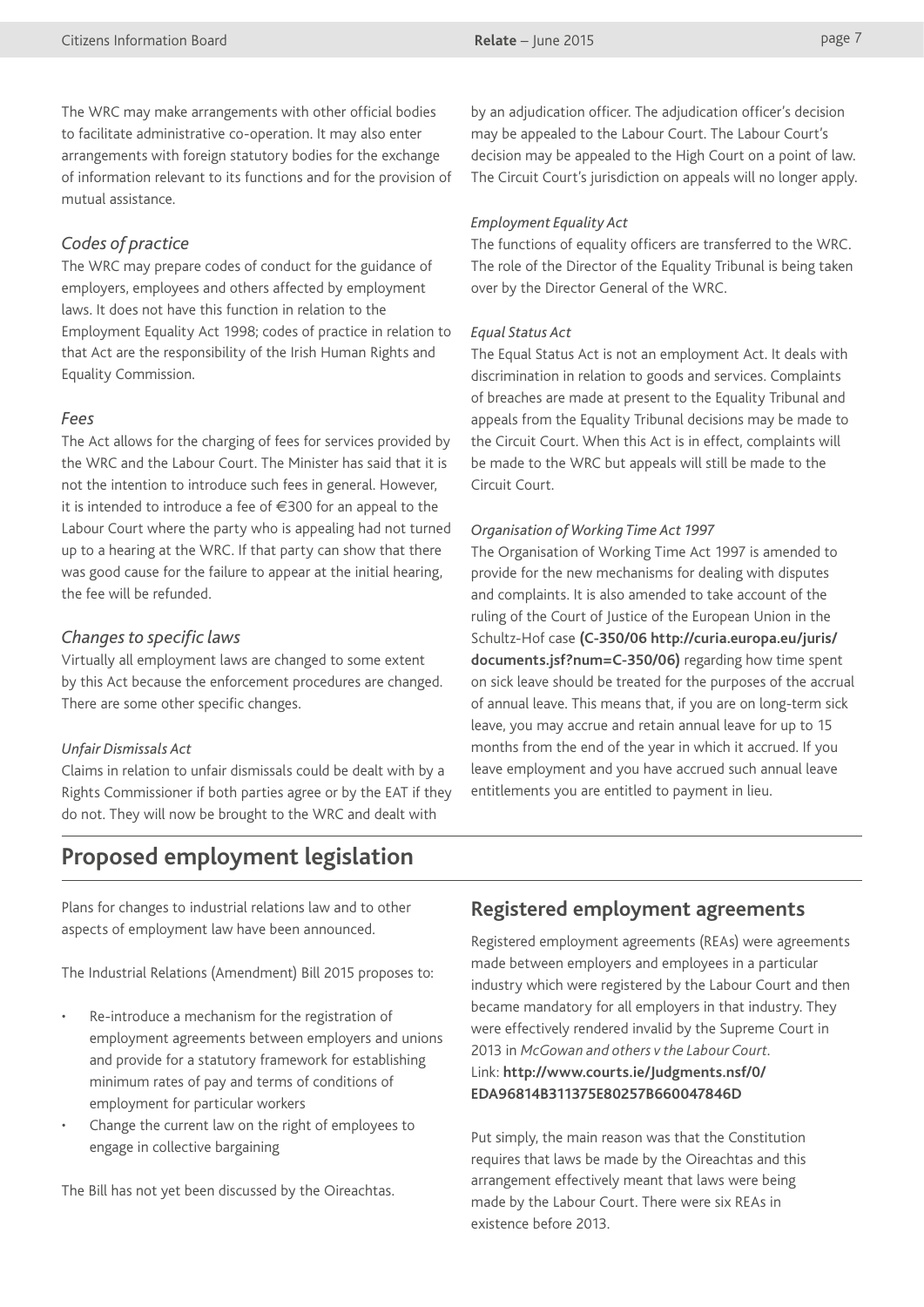The WRC may make arrangements with other official bodies to facilitate administrative co-operation. It may also enter arrangements with foreign statutory bodies for the exchange of information relevant to its functions and for the provision of mutual assistance.

### *Codes of practice*

The WRC may prepare codes of conduct for the guidance of employers, employees and others affected by employment laws. It does not have this function in relation to the Employment Equality Act 1998; codes of practice in relation to that Act are the responsibility of the Irish Human Rights and Equality Commission.

### *Fees*

The Act allows for the charging of fees for services provided by the WRC and the Labour Court. The Minister has said that it is not the intention to introduce such fees in general. However, it is intended to introduce a fee of €300 for an appeal to the Labour Court where the party who is appealing had not turned up to a hearing at the WRC. If that party can show that there was good cause for the failure to appear at the initial hearing, the fee will be refunded.

### *Changes to specific laws*

Virtually all employment laws are changed to some extent by this Act because the enforcement procedures are changed. There are some other specific changes.

*Unfair Dismissals Act*

Claims in relation to unfair dismissals could be dealt with by a Rights Commissioner if both parties agree or by the EAT if they do not. They will now be brought to the WRC and dealt with by an adjudication officer. The adjudication officer's decision may be appealed to the Labour Court. The Labour Court's decision may be appealed to the High Court on a point of law. The Circuit Court's jurisdiction on appeals will no longer apply.

*Employment Equality Act*

The functions of equality officers are transferred to the WRC. The role of the Director of the Equality Tribunal is being taken over by the Director General of the WRC.

*Equal Status Act*

The Equal Status Act is not an employment Act. It deals with discrimination in relation to goods and services. Complaints of breaches are made at present to the Equality Tribunal and appeals from the Equality Tribunal decisions may be made to the Circuit Court. When this Act is in effect, complaints will be made to the WRC but appeals will still be made to the Circuit Court.

*Organisation of Working Time Act 1997*

The Organisation of Working Time Act 1997 is amended to provide for the new mechanisms for dealing with disputes and complaints. It is also amended to take account of the ruling of the Court of Justice of the European Union in the Schultz-Hof case **(C-350/06 http://curia.europa.eu/juris/documents.jsf?num=C-350/06)** regarding how time spent on sick leave should be treated for the purposes of the accrual of annual leave. This means that, if you are on long-term sick leave, you may accrue and retain annual leave for up to 15 months from the end of the year in which it accrued. If you leave employment and you have accrued such annual leave entitlements you are entitled to payment in lieu.

## Proposed employment legislation

Plans for changes to industrial relations law and to other aspects of employment law have been announced.

The Industrial Relations (Amendment) Bill 2015 proposes to:

- Re-introduce a mechanism for the registration of employment agreements between employers and unions and provide for a statutory framework for establishing minimum rates of pay and terms of conditions of employment for particular workers
- Change the current law on the right of employees to engage in collective bargaining

The Bill has not yet been discussed by the Oireachtas.

## Registered employment agreements

Registered employment agreements (REAs) were agreements made between employers and employees in a particular industry which were registered by the Labour Court and then became mandatory for all employers in that industry. They were effectively rendered invalid by the Supreme Court in 2013 in *McGowan and others v the Labour Court*.
Link: **http://www.courts.ie/Judgments.nsf/0/EDA96814B311375E80257B660047846D**

Put simply, the main reason was that the Constitution requires that laws be made by the Oireachtas and this arrangement effectively meant that laws were being made by the Labour Court. There were six REAs in existence before 2013.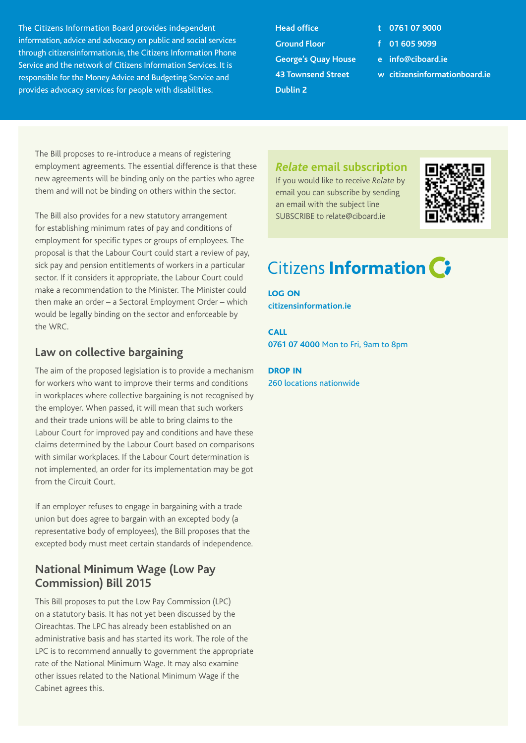The Citizens Information Board provides independent information, advice and advocacy on public and social services through citizensinformation.ie, the Citizens Information Phone Service and the network of Citizens Information Services. It is responsible for the Money Advice and Budgeting Service and provides advocacy services for people with disabilities.

**Head office**
**Ground Floor**
**George's Quay House**
**43 Townsend Street**
**Dublin 2**

**t 0761 07 9000**
**f 01 605 9099**
**e info@ciboard.ie**
**w citizensinformationboard.ie**

The Bill proposes to re-introduce a means of registering employment agreements. The essential difference is that these new agreements will be binding only on the parties who agree them and will not be binding on others within the sector.

The Bill also provides for a new statutory arrangement for establishing minimum rates of pay and conditions of employment for specific types or groups of employees. The proposal is that the Labour Court could start a review of pay, sick pay and pension entitlements of workers in a particular sector. If it considers it appropriate, the Labour Court could make a recommendation to the Minister. The Minister could then make an order – a Sectoral Employment Order – which would be legally binding on the sector and enforceable by the WRC.

## Law on collective bargaining

The aim of the proposed legislation is to provide a mechanism for workers who want to improve their terms and conditions in workplaces where collective bargaining is not recognised by the employer. When passed, it will mean that such workers and their trade unions will be able to bring claims to the Labour Court for improved pay and conditions and have these claims determined by the Labour Court based on comparisons with similar workplaces. If the Labour Court determination is not implemented, an order for its implementation may be got from the Circuit Court.

If an employer refuses to engage in bargaining with a trade union but does agree to bargain with an excepted body (a representative body of employees), the Bill proposes that the excepted body must meet certain standards of independence.

## National Minimum Wage (Low Pay Commission) Bill 2015

This Bill proposes to put the Low Pay Commission (LPC) on a statutory basis. It has not yet been discussed by the Oireachtas. The LPC has already been established on an administrative basis and has started its work. The role of the LPC is to recommend annually to government the appropriate rate of the National Minimum Wage. It may also examine other issues related to the National Minimum Wage if the Cabinet agrees this.

## *Relate* email subscription

If you would like to receive *Relate* by email you can subscribe by sending an email with the subject line SUBSCRIBE to relate@ciboard.ie

Citizens **Information**

**LOG ON**
**citizensinformation.ie**

**CALL**
**0761 07 4000** Mon to Fri, 9am to 8pm

**DROP IN**
260 locations nationwide